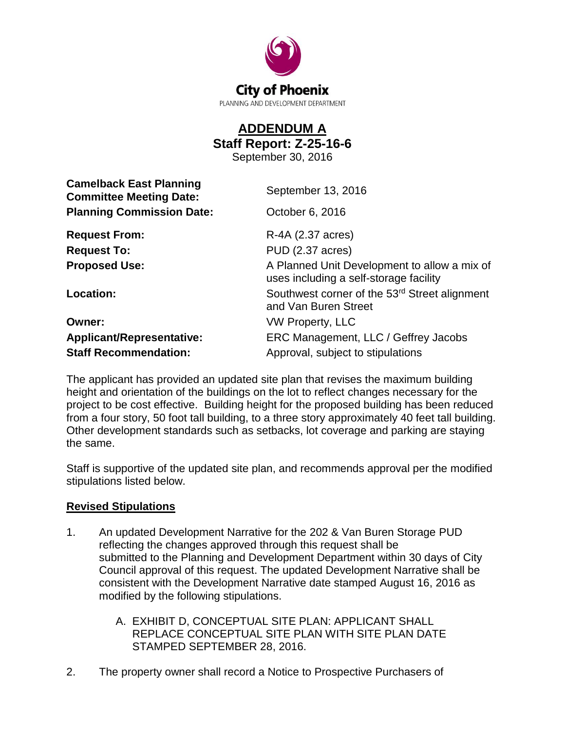City of Phoenix

PLANNING AND DEVELOPMENT DEPARTMENT

# ADDENDUM A

## Staff Report: Z-25-16-6

September 30, 2016

| | |
|---|---|
| **Camelback East Planning Committee Meeting Date:** | September 13, 2016 |
| **Planning Commission Date:** | October 6, 2016 |
| **Request From:** | R-4A (2.37 acres) |
| **Request To:** | PUD (2.37 acres) |
| **Proposed Use:** | A Planned Unit Development to allow a mix of uses including a self-storage facility |
| **Location:** | Southwest corner of the 53rd Street alignment and Van Buren Street |
| **Owner:** | VW Property, LLC |
| **Applicant/Representative:** | ERC Management, LLC / Geffrey Jacobs |
| **Staff Recommendation:** | Approval, subject to stipulations |

The applicant has provided an updated site plan that revises the maximum building height and orientation of the buildings on the lot to reflect changes necessary for the project to be cost effective. Building height for the proposed building has been reduced from a four story, 50 foot tall building, to a three story approximately 40 feet tall building. Other development standards such as setbacks, lot coverage and parking are staying the same.

Staff is supportive of the updated site plan, and recommends approval per the modified stipulations listed below.

**Revised Stipulations**

1. An updated Development Narrative for the 202 & Van Buren Storage PUD reflecting the changes approved through this request shall be submitted to the Planning and Development Department within 30 days of City Council approval of this request. The updated Development Narrative shall be consistent with the Development Narrative date stamped August 16, 2016 as modified by the following stipulations.

   A. EXHIBIT D, CONCEPTUAL SITE PLAN: APPLICANT SHALL REPLACE CONCEPTUAL SITE PLAN WITH SITE PLAN DATE STAMPED SEPTEMBER 28, 2016.

2. The property owner shall record a Notice to Prospective Purchasers of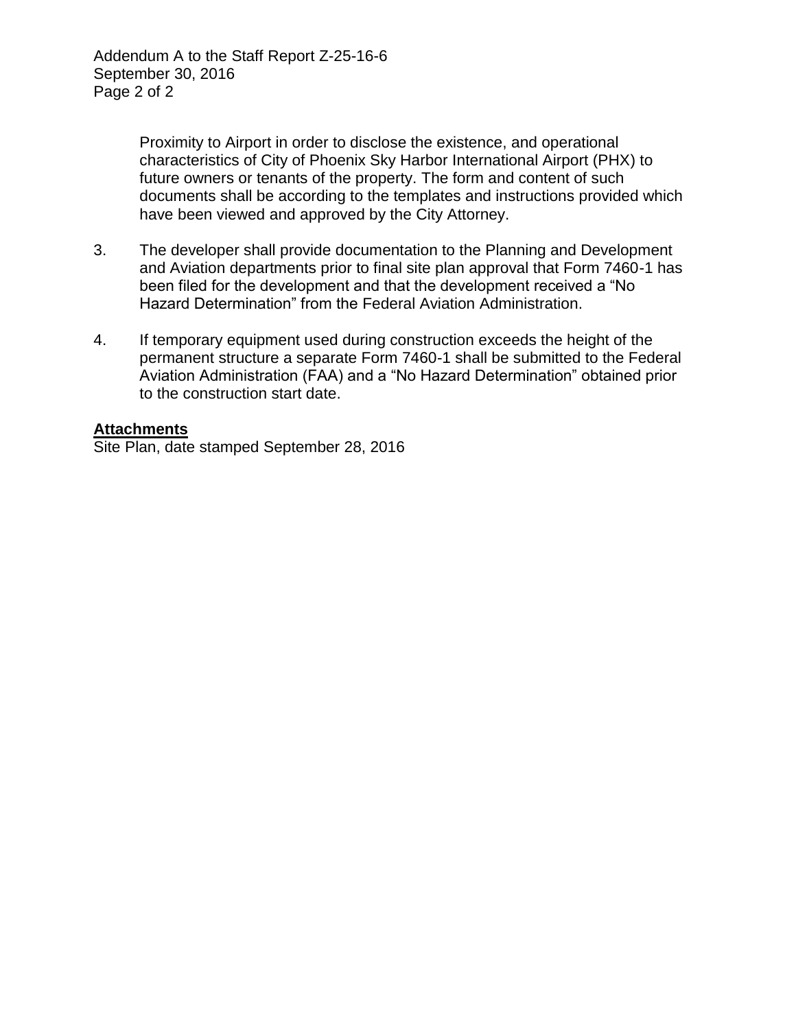Proximity to Airport in order to disclose the existence, and operational characteristics of City of Phoenix Sky Harbor International Airport (PHX) to future owners or tenants of the property. The form and content of such documents shall be according to the templates and instructions provided which have been viewed and approved by the City Attorney.

3. The developer shall provide documentation to the Planning and Development and Aviation departments prior to final site plan approval that Form 7460-1 has been filed for the development and that the development received a "No Hazard Determination" from the Federal Aviation Administration.

4. If temporary equipment used during construction exceeds the height of the permanent structure a separate Form 7460-1 shall be submitted to the Federal Aviation Administration (FAA) and a "No Hazard Determination" obtained prior to the construction start date.

**Attachments**

Site Plan, date stamped September 28, 2016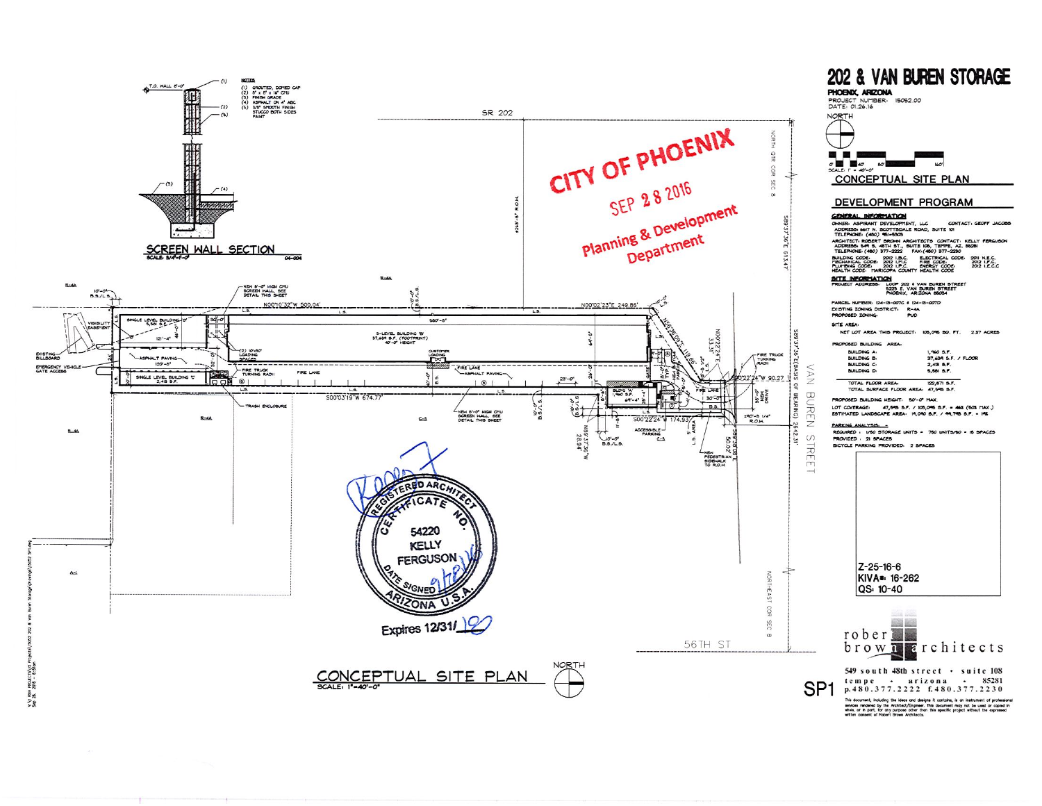# 202 & VAN BUREN STORAGE

**PHOENIX, ARIZONA**

PROJECT NUMBER: 15052.00
DATE: 01.26.16

NORTH

SCALE: 1" = 40'-0"

## CONCEPTUAL SITE PLAN

## DEVELOPMENT PROGRAM

**GENERAL INFORMATION**

OWNER: ASPIRANT DEVELOPMENT, LLC — CONTACT: GEOFF JACOBS
ADDRESS: 6617 N. SCOTTSDALE ROAD, SUITE 101
TELEPHONE: (480) 951-5303

ARCHITECT: ROBERT BROWN ARCHITECTS — CONTACT: KELLY FERGUSON
ADDRESS: 549 S. 48TH ST., SUITE 108, TEMPE, AZ. 85281
TELEPHONE: (480) 377-2222 — FAX: (480) 377-2230

| | | | |
|---|---|---|---|
| BUILDING CODE: | 2012 I.B.C. | ELECTRICAL CODE: | 2011 N.E.C. |
| MECHANICAL CODE: | 2012 I.M.C. | FIRE CODE: | 2012 I.F.C. |
| PLUMBING CODE: | 2012 I.P.C. | ENERGY CODE: | 2012 I.E.C.C. |
| HEALTH CODE: | MARICOPA COUNTY HEALTH CODE | | |

**SITE INFORMATION**

PROJECT ADDRESS: LOOP 202 & VAN BUREN STREET, 5225 E. VAN BUREN STREET, PHOENIX, ARIZONA 85034

PARCEL NUMBER: 124-13-007C & 124-13-007D
EXISTING ZONING DISTRICT: R-4A
PROPOSED ZONING: PUD

SITE AREA:
NET LOT AREA THIS PROJECT: 103,096 SQ. FT. — 2.37 ACRES

PROPOSED BUILDING AREA:

| | |
|---|---|
| BUILDING A: | 1,460 S.F. |
| BUILDING B: | 37,634 S.F. / FLOOR |
| BUILDING C: | 2,413 S.F. |
| BUILDING D: | 5,581 S.F. |
| TOTAL FLOOR AREA: | 122,871 S.F. |
| TOTAL SURFACE FLOOR AREA: | 47,548 S.F. |

PROPOSED BUILDING HEIGHT: 50'-0" MAX.
LOT COVERAGE: 47,548 S.F. / 103,096 S.F. = 46% (50% MAX.)
ESTIMATED LANDSCAPE AREA: 19,090 S.F. / 99,798 S.F. = 19%

**PARKING ANALYSIS:**

REQUIRED: 1/50 STORAGE UNITS = 750 UNITS/50 = 15 SPACES
PROVIDED: 21 SPACES
BICYCLE PARKING PROVIDED: 2 SPACES

Z-25-16-6
KIVA#: 16-262
QS: 10-40

robert brown architects
549 south 48th street • suite 108
tempe • arizona • 85281
p.480.377.2222 f.480.377.2230

This document, including the ideas and designs it contains, is an instrument of professional services rendered by the Architect/Engineer. This document may not be used or copied in whole, or in part, for any purpose other than this specific project without the expressed written consent of Robert Brown Architects.

SP1

---

## SCREEN WALL SECTION

SCALE: 3/4"=1'-0"

T.O. WALL 8'-0"

NOTES:
(1) GROUTED, DOMED CAP
(2) 8" x 8" x 16" CMU
(3) FINISH GRADE
(4) ASPHALT ON 4" ABC
(5) 5/8" SMOOTH FINISH STUCCO BOTH SIDES PAINT

---

CITY OF PHOENIX
SEP 28 2016
Planning & Development Department

REGISTERED ARCHITECT
CERTIFICATE NO. 54220
KELLY FERGUSON
DATE SIGNED 9/28/16
ARIZONA U.S.A.
Expires 12/31/18

---

## CONCEPTUAL SITE PLAN

SCALE: 1"=40'-0"

SR 202 — VAN BUREN STREET — 56TH ST

Plan labels: SINGLE LEVEL BUILDING 'D' 5,581 S.F.; 3-LEVEL BUILDING 'B' 37,634 S.F. (FOOTPRINT) 40'-0" HEIGHT; SINGLE LEVEL BUILDING 'C' 2,413 S.F.; BLDG 'A' 1,460 S.F.; NEW 8'-0" HIGH CMU SCREEN WALL, SEE DETAIL THIS SHEET; (2) 10'x30' LOADING SPACES; CUSTOMER LOADING; FIRE LANE; ASPHALT PAVING; FIRE TRUCK TURNING RADII; TRASH ENCLOSURE; ACCESSIBLE PARKING; NEW PEDESTRIAN SIDEWALK TO R.O.W.; EXISTING BILLBOARD; EMERGENCY VEHICLE GATE ACCESS; VISIBILITY EASEMENT; R-4A; C-2; A-1; N00°10'32"W 500.04'; N00°02'23"E 249.86'; S00°03'19"W 674.77'; S00°22'24"W 174.93'; S89°37'36"E 613.47'; S89°37'36"E (BASIS OF BEARING) 2642.31'; N89°37'36"W 28.94'; 90.27'; NORTH QTR COR SEC 8; NORTHEAST COR SEC 8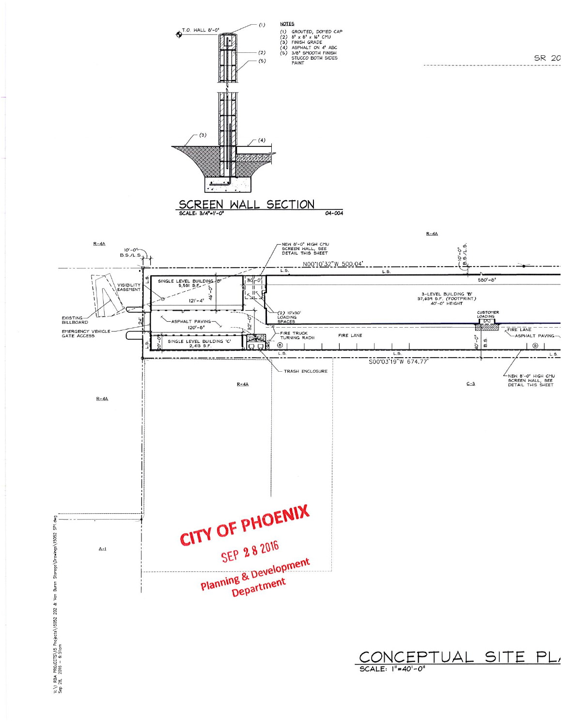T.O. WALL 8'-0"

(1)

(2)

(5)

(3)

(4)

NOTES

(1) GROUTED, DOMED CAP
(2) 8" x 8" x 16" CMU
(3) FINISH GRADE
(4) ASPHALT ON 4" ABC
(5) 3/8" SMOOTH FINISH STUCCO BOTH SIDES PAINT

SR 20

## SCREEN WALL SECTION

SCALE: 3/4"=1'-0"

04-004

R-4A

R-4A

10'-0" B.S./L.S.

NEW 8'-0" HIGH CMU SCREEN WALL, SEE DETAIL THIS SHEET

N00°10'32"W 500.04'

10'-0" B.S./L.S.

L.S.

L.S.

580'-8"

VISIBILITY EASEMENT

SINGLE LEVEL BUILDING 'D' 5,581 S.F.

121'-4"

46'-0"

30'-0"

3-LEVEL BUILDING 'B' 37,639 S.F. (FOOTPRINT) 40'-0" HEIGHT

(2) 10'x30' LOADING SPACES

CUSTOMER LOADING

EXISTING BILLBOARD

24'

ASPHALT PAVING

120'-8"

32'-0"

FIRE LANE

EMERGENCY VEHICLE GATE ACCESS

FIRE TRUCK TURNING RADII

FIRE LANE

ASPHALT PAVING

40'-0" B.S.

SINGLE LEVEL BUILDING 'C' 2,413 S.F.

20'-0"

L.S.

L.S.

L.S.

S00°03'19"W 674.77'

TRASH ENCLOSURE

NEW 8'-0" HIGH CMU SCREEN WALL, SEE DETAIL THIS SHEET

R-4A

C-3

R-4A

A-1

CITY OF PHOENIX

SEP 28 2016

Planning & Development Department

## CONCEPTUAL SITE PL

SCALE: 1"=40'-0"

V:\ RBA PROJECTS\15 Projects\15052 202 & Van Buren Storage\Drawings\15052 SP1.dwg
Sep 28, 2016 - 8:51am